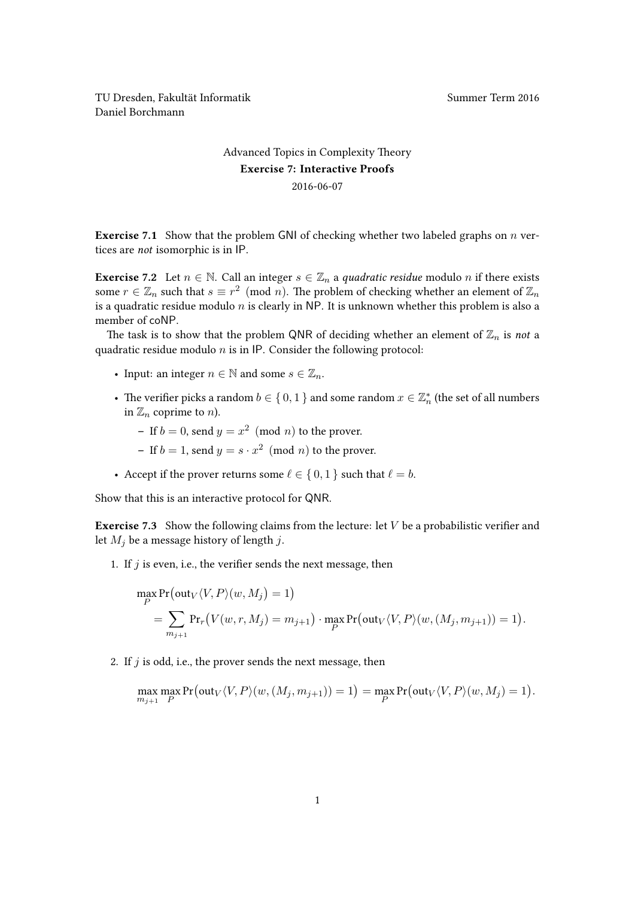TU Dresden, Fakultät Informatik  
Daniel Borchmann

Summer Term 2016

# Advanced Topics in Complexity Theory

## Exercise 7: Interactive Proofs

2016-06-07

**Exercise 7.1** Show that the problem GNI of checking whether two labeled graphs on $n$ vertices are *not* isomorphic is in IP.

**Exercise 7.2** Let $n \in \mathbb{N}$. Call an integer $s \in \mathbb{Z}_n$ a *quadratic residue* modulo $n$ if there exists some $r \in \mathbb{Z}_n$ such that $s \equiv r^2 \pmod{n}$. The problem of checking whether an element of $\mathbb{Z}_n$ is a quadratic residue modulo $n$ is clearly in NP. It is unknown whether this problem is also a member of coNP.

The task is to show that the problem QNR of deciding whether an element of $\mathbb{Z}_n$ is *not* a quadratic residue modulo $n$ is in IP. Consider the following protocol:

- Input: an integer $n \in \mathbb{N}$ and some $s \in \mathbb{Z}_n$.
- The verifier picks a random $b \in \{ 0, 1 \}$ and some random $x \in \mathbb{Z}_n^*$ (the set of all numbers in $\mathbb{Z}_n$ coprime to $n$).
  - If $b = 0$, send $y = x^2 \pmod{n}$ to the prover.
  - If $b = 1$, send $y = s \cdot x^2 \pmod{n}$ to the prover.
- Accept if the prover returns some $\ell \in \{ 0, 1 \}$ such that $\ell = b$.

Show that this is an interactive protocol for QNR.

**Exercise 7.3** Show the following claims from the lecture: let $V$ be a probabilistic verifier and let $M_j$ be a message history of length $j$.

1. If $j$ is even, i.e., the verifier sends the next message, then

$$
\begin{aligned}
&\max_P \Pr\big(\mathrm{out}_V \langle V, P \rangle (w, M_j) = 1\big) \\
&\quad = \sum_{m_{j+1}} \Pr_r\big(V(w, r, M_j) = m_{j+1}\big) \cdot \max_P \Pr\big(\mathrm{out}_V \langle V, P \rangle (w, (M_j, m_{j+1})) = 1\big).
\end{aligned}
$$

2. If $j$ is odd, i.e., the prover sends the next message, then

$$
\max_{m_{j+1}} \max_P \Pr\big(\mathrm{out}_V \langle V, P \rangle (w, (M_j, m_{j+1})) = 1\big) = \max_P \Pr\big(\mathrm{out}_V \langle V, P \rangle (w, M_j) = 1\big).
$$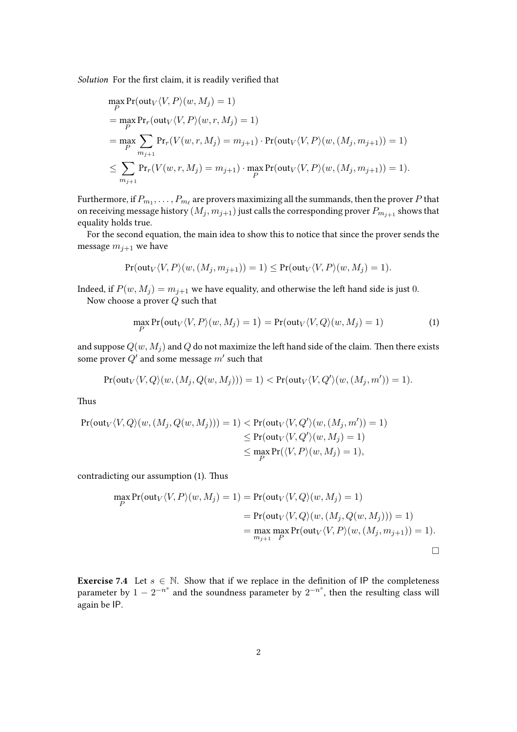*Solution* For the first claim, it is readily verified that

$$
\begin{aligned}
&\max_P \Pr(\mathrm{out}_V\langle V,P\rangle(w,M_j)=1)\\
&=\max_P \Pr_r(\mathrm{out}_V\langle V,P\rangle(w,r,M_j)=1)\\
&=\max_P \sum_{m_{j+1}} \Pr_r(V(w,r,M_j)=m_{j+1})\cdot \Pr(\mathrm{out}_V\langle V,P\rangle(w,(M_j,m_{j+1}))=1)\\
&\le \sum_{m_{j+1}} \Pr_r(V(w,r,M_j)=m_{j+1})\cdot \max_P \Pr(\mathrm{out}_V\langle V,P\rangle(w,(M_j,m_{j+1}))=1).
\end{aligned}
$$

Furthermore, if $P_{m_1},\dots,P_{m_\ell}$ are provers maximizing all the summands, then the prover $P$ that on receiving message history $(M_j,m_{j+1})$ just calls the corresponding prover $P_{m_{j+1}}$ shows that equality holds true.

For the second equation, the main idea to show this to notice that since the prover sends the message $m_{j+1}$ we have

$$
\Pr(\mathrm{out}_V\langle V,P\rangle(w,(M_j,m_{j+1}))=1)\le \Pr(\mathrm{out}_V\langle V,P\rangle(w,M_j)=1).
$$

Indeed, if $P(w,M_j)=m_{j+1}$ we have equality, and otherwise the left hand side is just $0$.

Now choose a prover $Q$ such that

$$
\max_P \Pr\big(\mathrm{out}_V\langle V,P\rangle(w,M_j)=1\big)=\Pr(\mathrm{out}_V\langle V,Q\rangle(w,M_j)=1) \tag{1}
$$

and suppose $Q(w,M_j)$ and $Q$ do not maximize the left hand side of the claim. Then there exists some prover $Q'$ and some message $m'$ such that

$$
\Pr(\mathrm{out}_V\langle V,Q\rangle(w,(M_j,Q(w,M_j)))=1)<\Pr(\mathrm{out}_V\langle V,Q'\rangle(w,(M_j,m'))=1).
$$

Thus

$$
\begin{aligned}
\Pr(\mathrm{out}_V\langle V,Q\rangle(w,(M_j,Q(w,M_j)))=1)&<\Pr(\mathrm{out}_V\langle V,Q'\rangle(w,(M_j,m'))=1)\\
&\le \Pr(\mathrm{out}_V\langle V,Q'\rangle(w,M_j)=1)\\
&\le \max_P \Pr(\langle V,P\rangle(w,M_j)=1),
\end{aligned}
$$

contradicting our assumption (1). Thus

$$
\begin{aligned}
\max_P \Pr(\mathrm{out}_V\langle V,P\rangle(w,M_j)=1)&=\Pr(\mathrm{out}_V\langle V,Q\rangle(w,M_j)=1)\\
&=\Pr(\mathrm{out}_V\langle V,Q\rangle(w,(M_j,Q(w,M_j)))=1)\\
&=\max_{m_{j+1}}\max_P \Pr(\mathrm{out}_V\langle V,P\rangle(w,(M_j,m_{j+1}))=1).
\end{aligned}
$$

□

**Exercise 7.4** Let $s\in\mathbb{N}$. Show that if we replace in the definition of IP the completeness parameter by $1-2^{-n^s}$ and the soundness parameter by $2^{-n^s}$, then the resulting class will again be IP.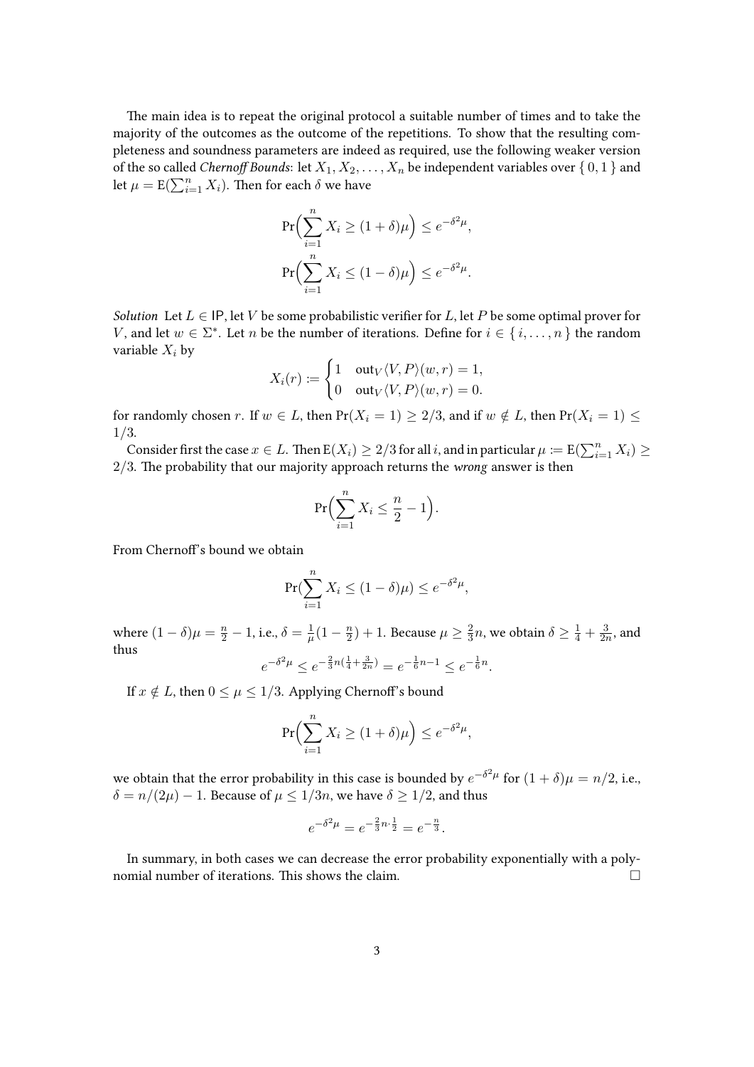The main idea is to repeat the original protocol a suitable number of times and to take the majority of the outcomes as the outcome of the repetitions. To show that the resulting completeness and soundness parameters are indeed as required, use the following weaker version of the so called *Chernoff Bounds*: let $X_1, X_2, \dots, X_n$ be independent variables over $\{ 0, 1 \}$ and let $\mu = \mathrm{E}(\sum_{i=1}^{n} X_i)$. Then for each $\delta$ we have

$$\Pr\Big(\sum_{i=1}^{n} X_i \geq (1+\delta)\mu\Big) \leq e^{-\delta^2\mu},$$

$$\Pr\Big(\sum_{i=1}^{n} X_i \leq (1-\delta)\mu\Big) \leq e^{-\delta^2\mu}.$$

*Solution* Let $L \in \mathsf{IP}$, let $V$ be some probabilistic verifier for $L$, let $P$ be some optimal prover for $V$, and let $w \in \Sigma^*$. Let $n$ be the number of iterations. Define for $i \in \{ i, \dots, n \}$ the random variable $X_i$ by

$$X_i(r) := \begin{cases} 1 & \mathrm{out}_V\langle V, P\rangle(w, r) = 1, \\ 0 & \mathrm{out}_V\langle V, P\rangle(w, r) = 0. \end{cases}$$

for randomly chosen $r$. If $w \in L$, then $\Pr(X_i = 1) \geq 2/3$, and if $w \notin L$, then $\Pr(X_i = 1) \leq 1/3$.

Consider first the case $x \in L$. Then $\mathrm{E}(X_i) \geq 2/3$ for all $i$, and in particular $\mu := \mathrm{E}(\sum_{i=1}^{n} X_i) \geq 2/3$. The probability that our majority approach returns the *wrong* answer is then

$$\Pr\Big(\sum_{i=1}^{n} X_i \leq \frac{n}{2} - 1\Big).$$

From Chernoff's bound we obtain

$$\Pr(\sum_{i=1}^{n} X_i \leq (1-\delta)\mu) \leq e^{-\delta^2\mu},$$

where $(1-\delta)\mu = \frac{n}{2} - 1$, i.e., $\delta = \frac{1}{\mu}(1 - \frac{n}{2}) + 1$. Because $\mu \geq \frac{2}{3}n$, we obtain $\delta \geq \frac{1}{4} + \frac{3}{2n}$, and thus

$$e^{-\delta^2\mu} \leq e^{-\frac{2}{3}n(\frac{1}{4} + \frac{3}{2n})} = e^{-\frac{1}{6}n - 1} \leq e^{-\frac{1}{6}n}.$$

If $x \notin L$, then $0 \leq \mu \leq 1/3$. Applying Chernoff's bound

$$\Pr\Big(\sum_{i=1}^{n} X_i \geq (1+\delta)\mu\Big) \leq e^{-\delta^2\mu},$$

we obtain that the error probability in this case is bounded by $e^{-\delta^2\mu}$ for $(1+\delta)\mu = n/2$, i.e., $\delta = n/(2\mu) - 1$. Because of $\mu \leq 1/3n$, we have $\delta \geq 1/2$, and thus

$$e^{-\delta^2\mu} = e^{-\frac{2}{3}n \cdot \frac{1}{2}} = e^{-\frac{n}{3}}.$$

In summary, in both cases we can decrease the error probability exponentially with a polynomial number of iterations. This shows the claim. □